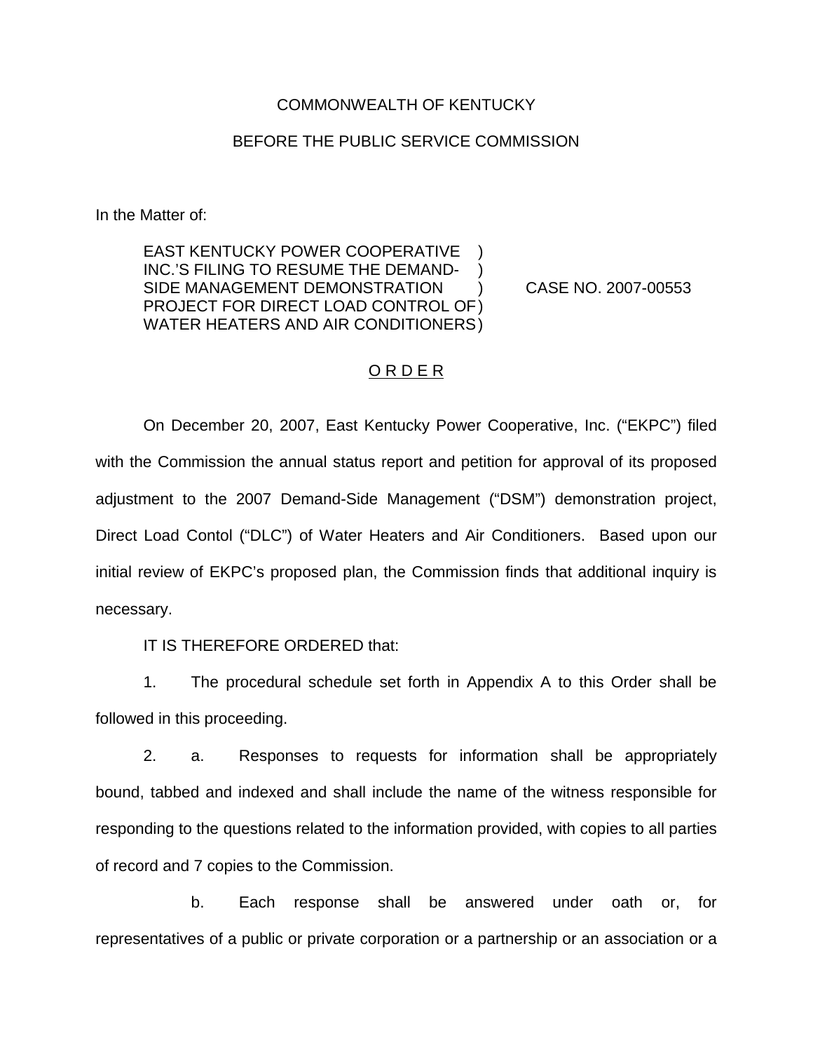COMMONWEALTH OF KENTUCKY

BEFORE THE PUBLIC SERVICE COMMISSION

In the Matter of:

EAST KENTUCKY POWER COOPERATIVE )
INC.'S FILING TO RESUME THE DEMAND- )
SIDE MANAGEMENT DEMONSTRATION ) CASE NO. 2007-00553
PROJECT FOR DIRECT LOAD CONTROL OF )
WATER HEATERS AND AIR CONDITIONERS )

O R D E R

On December 20, 2007, East Kentucky Power Cooperative, Inc. ("EKPC") filed with the Commission the annual status report and petition for approval of its proposed adjustment to the 2007 Demand-Side Management ("DSM") demonstration project, Direct Load Contol ("DLC") of Water Heaters and Air Conditioners. Based upon our initial review of EKPC's proposed plan, the Commission finds that additional inquiry is necessary.

IT IS THEREFORE ORDERED that:

1. The procedural schedule set forth in Appendix A to this Order shall be followed in this proceeding.

2. a. Responses to requests for information shall be appropriately bound, tabbed and indexed and shall include the name of the witness responsible for responding to the questions related to the information provided, with copies to all parties of record and 7 copies to the Commission.

b. Each response shall be answered under oath or, for representatives of a public or private corporation or a partnership or an association or a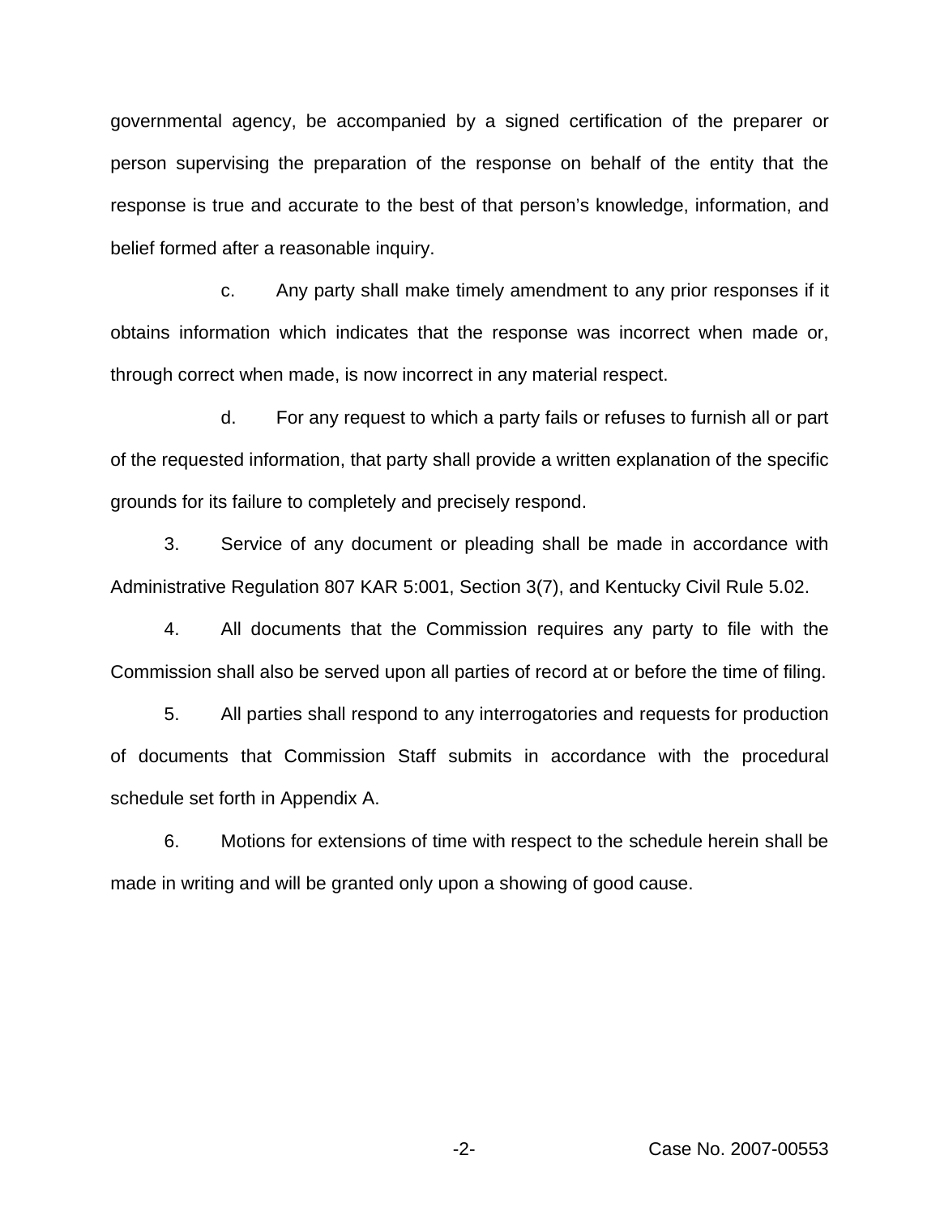governmental agency, be accompanied by a signed certification of the preparer or person supervising the preparation of the response on behalf of the entity that the response is true and accurate to the best of that person's knowledge, information, and belief formed after a reasonable inquiry.

c. Any party shall make timely amendment to any prior responses if it obtains information which indicates that the response was incorrect when made or, through correct when made, is now incorrect in any material respect.

d. For any request to which a party fails or refuses to furnish all or part of the requested information, that party shall provide a written explanation of the specific grounds for its failure to completely and precisely respond.

3. Service of any document or pleading shall be made in accordance with Administrative Regulation 807 KAR 5:001, Section 3(7), and Kentucky Civil Rule 5.02.

4. All documents that the Commission requires any party to file with the Commission shall also be served upon all parties of record at or before the time of filing.

5. All parties shall respond to any interrogatories and requests for production of documents that Commission Staff submits in accordance with the procedural schedule set forth in Appendix A.

6. Motions for extensions of time with respect to the schedule herein shall be made in writing and will be granted only upon a showing of good cause.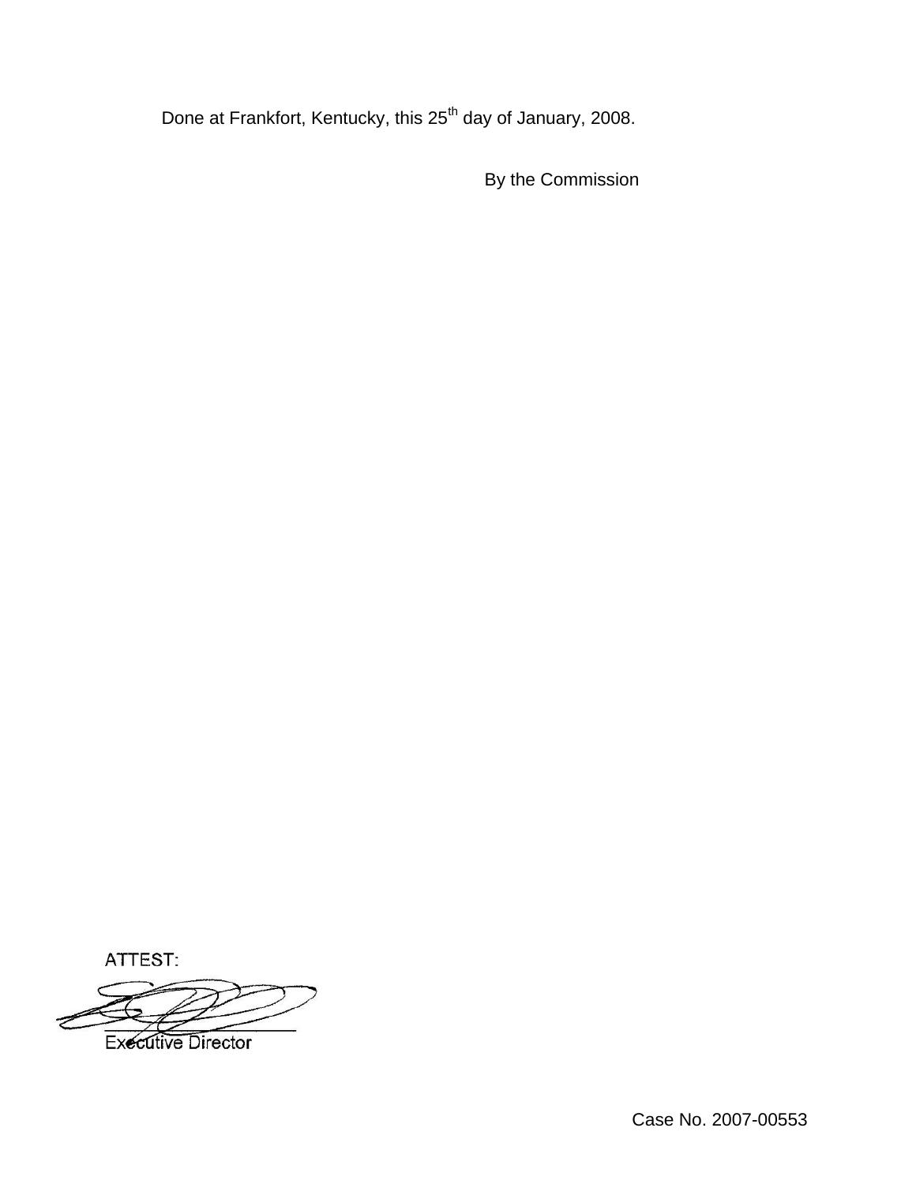Done at Frankfort, Kentucky, this 25th day of January, 2008.

By the Commission

ATTEST:

Executive Director

Case No. 2007-00553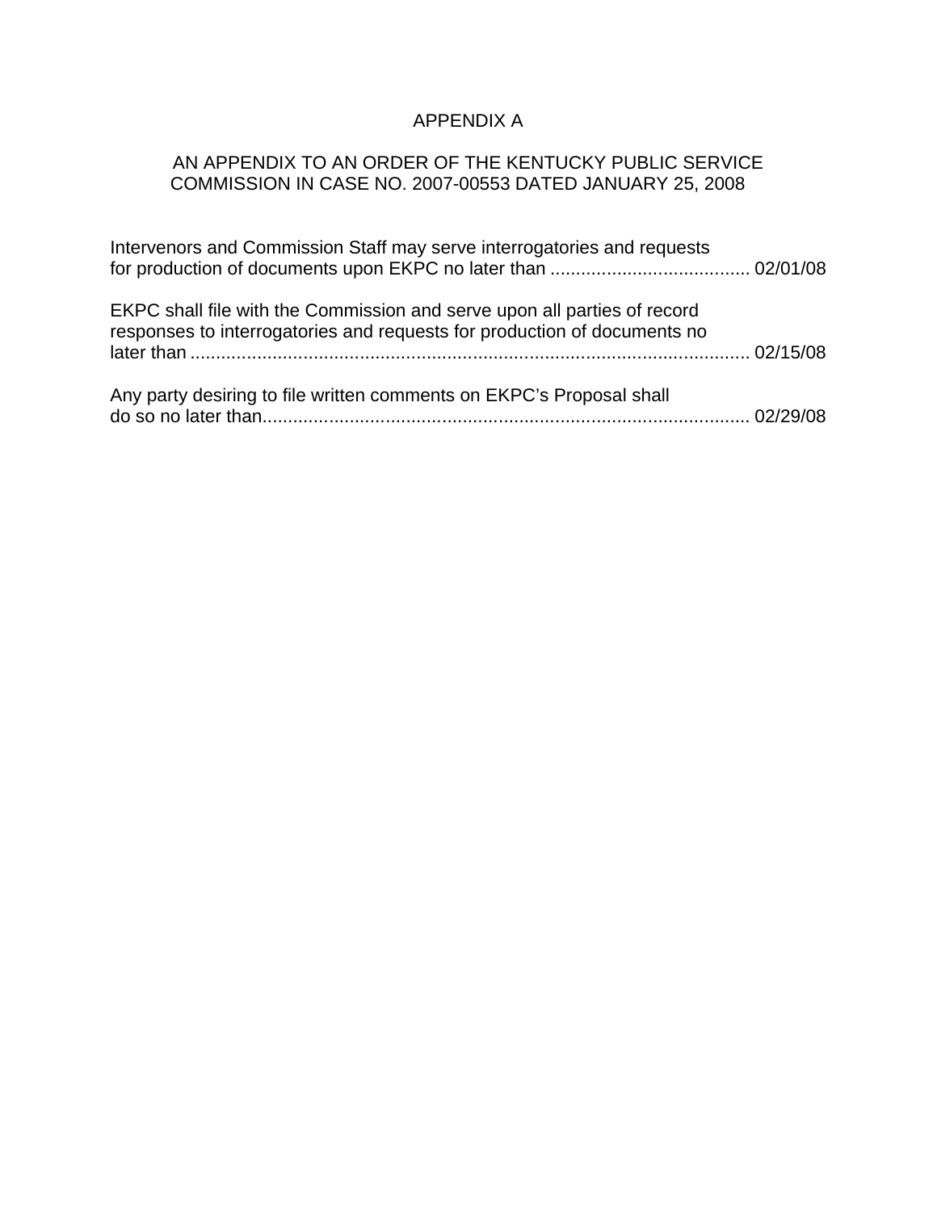# APPENDIX A

## AN APPENDIX TO AN ORDER OF THE KENTUCKY PUBLIC SERVICE COMMISSION IN CASE NO. 2007-00553 DATED JANUARY 25, 2008

Intervenors and Commission Staff may serve interrogatories and requests for production of documents upon EKPC no later than ....................................... 02/01/08

EKPC shall file with the Commission and serve upon all parties of record responses to interrogatories and requests for production of documents no later than .............................................................................................................. 02/15/08

Any party desiring to file written comments on EKPC's Proposal shall do so no later than............................................................................................... 02/29/08